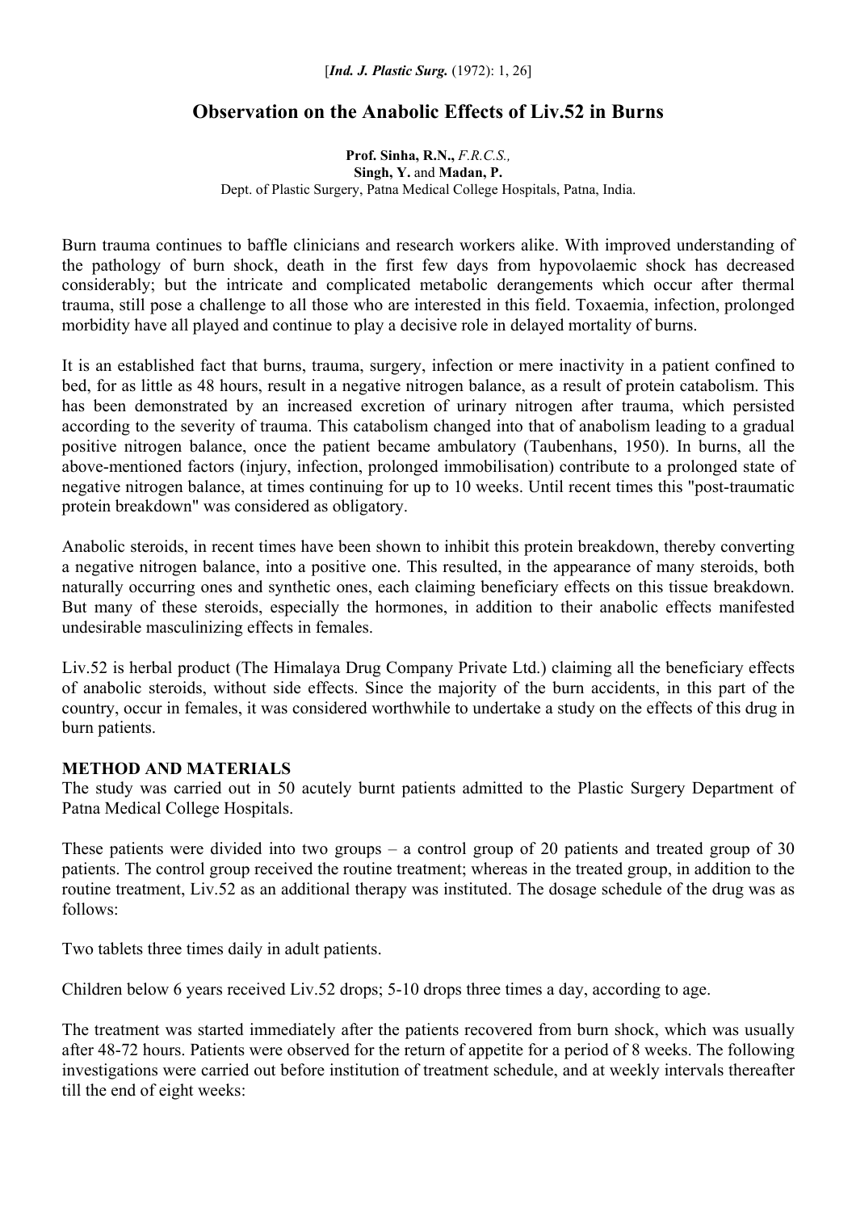[*Ind. J. Plastic Surg.* (1972): 1, 26]

# Observation on the Anabolic Effects of Liv.52 in Burns

**Prof. Sinha, R.N.,** *F.R.C.S.,*
**Singh, Y.** and **Madan, P.**
Dept. of Plastic Surgery, Patna Medical College Hospitals, Patna, India.

Burn trauma continues to baffle clinicians and research workers alike. With improved understanding of the pathology of burn shock, death in the first few days from hypovolaemic shock has decreased considerably; but the intricate and complicated metabolic derangements which occur after thermal trauma, still pose a challenge to all those who are interested in this field. Toxaemia, infection, prolonged morbidity have all played and continue to play a decisive role in delayed mortality of burns.

It is an established fact that burns, trauma, surgery, infection or mere inactivity in a patient confined to bed, for as little as 48 hours, result in a negative nitrogen balance, as a result of protein catabolism. This has been demonstrated by an increased excretion of urinary nitrogen after trauma, which persisted according to the severity of trauma. This catabolism changed into that of anabolism leading to a gradual positive nitrogen balance, once the patient became ambulatory (Taubenhans, 1950). In burns, all the above-mentioned factors (injury, infection, prolonged immobilisation) contribute to a prolonged state of negative nitrogen balance, at times continuing for up to 10 weeks. Until recent times this "post-traumatic protein breakdown" was considered as obligatory.

Anabolic steroids, in recent times have been shown to inhibit this protein breakdown, thereby converting a negative nitrogen balance, into a positive one. This resulted, in the appearance of many steroids, both naturally occurring ones and synthetic ones, each claiming beneficiary effects on this tissue breakdown. But many of these steroids, especially the hormones, in addition to their anabolic effects manifested undesirable masculinizing effects in females.

Liv.52 is herbal product (The Himalaya Drug Company Private Ltd.) claiming all the beneficiary effects of anabolic steroids, without side effects. Since the majority of the burn accidents, in this part of the country, occur in females, it was considered worthwhile to undertake a study on the effects of this drug in burn patients.

## METHOD AND MATERIALS

The study was carried out in 50 acutely burnt patients admitted to the Plastic Surgery Department of Patna Medical College Hospitals.

These patients were divided into two groups – a control group of 20 patients and treated group of 30 patients. The control group received the routine treatment; whereas in the treated group, in addition to the routine treatment, Liv.52 as an additional therapy was instituted. The dosage schedule of the drug was as follows:

Two tablets three times daily in adult patients.

Children below 6 years received Liv.52 drops; 5-10 drops three times a day, according to age.

The treatment was started immediately after the patients recovered from burn shock, which was usually after 48-72 hours. Patients were observed for the return of appetite for a period of 8 weeks. The following investigations were carried out before institution of treatment schedule, and at weekly intervals thereafter till the end of eight weeks: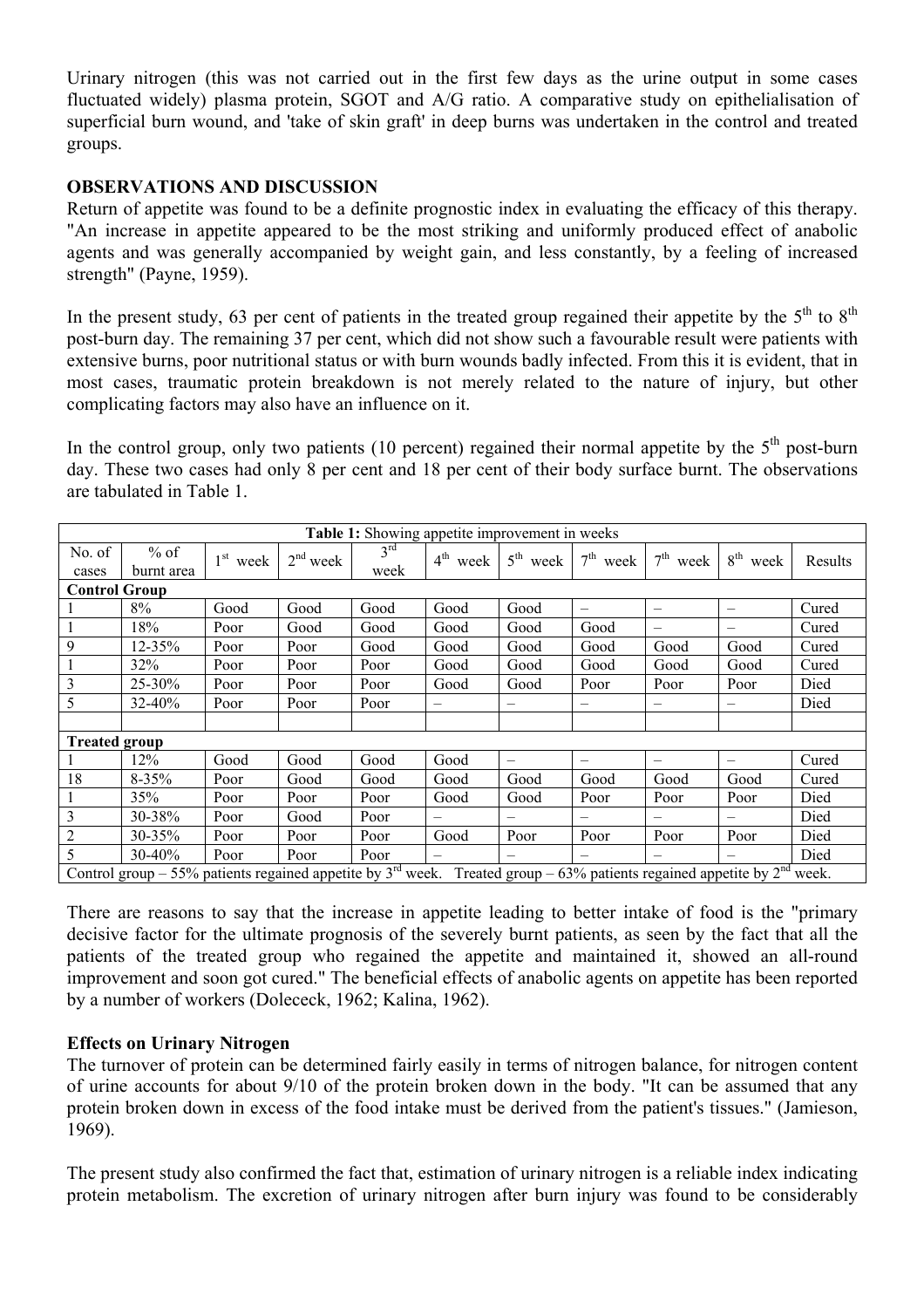Urinary nitrogen (this was not carried out in the first few days as the urine output in some cases fluctuated widely) plasma protein, SGOT and A/G ratio. A comparative study on epithelialisation of superficial burn wound, and 'take of skin graft' in deep burns was undertaken in the control and treated groups.

## OBSERVATIONS AND DISCUSSION

Return of appetite was found to be a definite prognostic index in evaluating the efficacy of this therapy. "An increase in appetite appeared to be the most striking and uniformly produced effect of anabolic agents and was generally accompanied by weight gain, and less constantly, by a feeling of increased strength" (Payne, 1959).

In the present study, 63 per cent of patients in the treated group regained their appetite by the 5th to 8th post-burn day. The remaining 37 per cent, which did not show such a favourable result were patients with extensive burns, poor nutritional status or with burn wounds badly infected. From this it is evident, that in most cases, traumatic protein breakdown is not merely related to the nature of injury, but other complicating factors may also have an influence on it.

In the control group, only two patients (10 percent) regained their normal appetite by the 5th post-burn day. These two cases had only 8 per cent and 18 per cent of their body surface burnt. The observations are tabulated in Table 1.

**Table 1:** Showing appetite improvement in weeks

| No. of cases | % of burnt area | 1st week | 2nd week | 3rd week | 4th week | 5th week | 7th week | 7th week | 8th week | Results |
|---|---|---|---|---|---|---|---|---|---|---|
| **Control Group** | | | | | | | | | | |
| 1 | 8% | Good | Good | Good | Good | Good | – | – | – | Cured |
| 1 | 18% | Poor | Good | Good | Good | Good | Good | – | – | Cured |
| 9 | 12-35% | Poor | Poor | Good | Good | Good | Good | Good | Good | Cured |
| 1 | 32% | Poor | Poor | Poor | Good | Good | Good | Good | Good | Cured |
| 3 | 25-30% | Poor | Poor | Poor | Good | Good | Poor | Poor | Poor | Died |
| 5 | 32-40% | Poor | Poor | Poor | – | – | – | – | – | Died |
| | | | | | | | | | | |
| **Treated group** | | | | | | | | | | |
| 1 | 12% | Good | Good | Good | Good | – | – | – | – | Cured |
| 18 | 8-35% | Poor | Good | Good | Good | Good | Good | Good | Good | Cured |
| 1 | 35% | Poor | Poor | Poor | Good | Good | Poor | Poor | Poor | Died |
| 3 | 30-38% | Poor | Good | Poor | – | – | – | – | – | Died |
| 2 | 30-35% | Poor | Poor | Poor | Good | Poor | Poor | Poor | Poor | Died |
| 5 | 30-40% | Poor | Poor | Poor | – | – | – | – | – | Died |
| Control group – 55% patients regained appetite by 3rd week. Treated group – 63% patients regained appetite by 2nd week. | | | | | | | | | | |

There are reasons to say that the increase in appetite leading to better intake of food is the "primary decisive factor for the ultimate prognosis of the severely burnt patients, as seen by the fact that all the patients of the treated group who regained the appetite and maintained it, showed an all-round improvement and soon got cured." The beneficial effects of anabolic agents on appetite has been reported by a number of workers (Dolececk, 1962; Kalina, 1962).

### Effects on Urinary Nitrogen

The turnover of protein can be determined fairly easily in terms of nitrogen balance, for nitrogen content of urine accounts for about 9/10 of the protein broken down in the body. "It can be assumed that any protein broken down in excess of the food intake must be derived from the patient's tissues." (Jamieson, 1969).

The present study also confirmed the fact that, estimation of urinary nitrogen is a reliable index indicating protein metabolism. The excretion of urinary nitrogen after burn injury was found to be considerably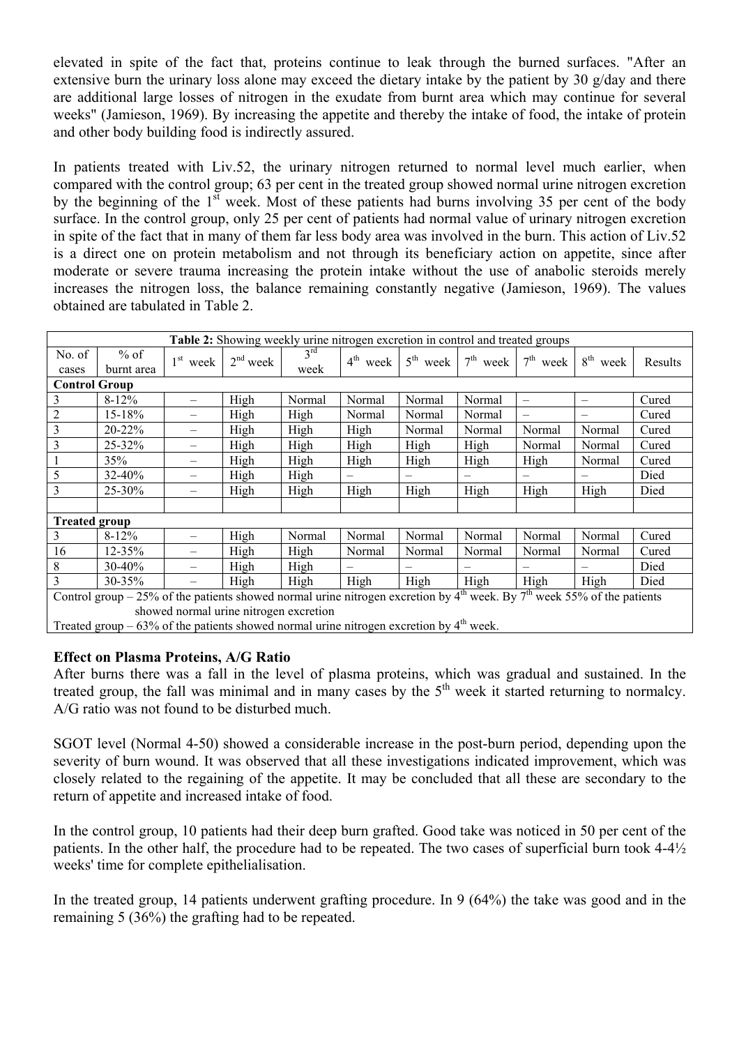elevated in spite of the fact that, proteins continue to leak through the burned surfaces. "After an extensive burn the urinary loss alone may exceed the dietary intake by the patient by 30 g/day and there are additional large losses of nitrogen in the exudate from burnt area which may continue for several weeks" (Jamieson, 1969). By increasing the appetite and thereby the intake of food, the intake of protein and other body building food is indirectly assured.

In patients treated with Liv.52, the urinary nitrogen returned to normal level much earlier, when compared with the control group; 63 per cent in the treated group showed normal urine nitrogen excretion by the beginning of the 1st week. Most of these patients had burns involving 35 per cent of the body surface. In the control group, only 25 per cent of patients had normal value of urinary nitrogen excretion in spite of the fact that in many of them far less body area was involved in the burn. This action of Liv.52 is a direct one on protein metabolism and not through its beneficiary action on appetite, since after moderate or severe trauma increasing the protein intake without the use of anabolic steroids merely increases the nitrogen loss, the balance remaining constantly negative (Jamieson, 1969). The values obtained are tabulated in Table 2.

**Table 2:** Showing weekly urine nitrogen excretion in control and treated groups

| No. of cases | % of burnt area | 1st week | 2nd week | 3rd week | 4th week | 5th week | 7th week | 7th week | 8th week | Results |
|---|---|---|---|---|---|---|---|---|---|---|
| **Control Group** | | | | | | | | | | |
| 3 | 8-12% | – | High | Normal | Normal | Normal | Normal | – | – | Cured |
| 2 | 15-18% | – | High | High | Normal | Normal | Normal | – | – | Cured |
| 3 | 20-22% | – | High | High | High | Normal | Normal | Normal | Normal | Cured |
| 3 | 25-32% | – | High | High | High | High | High | Normal | Normal | Cured |
| 1 | 35% | – | High | High | High | High | High | High | Normal | Cured |
| 5 | 32-40% | – | High | High | – | – | – | – | – | Died |
| 3 | 25-30% | – | High | High | High | High | High | High | High | Died |
| | | | | | | | | | | |
| **Treated group** | | | | | | | | | | |
| 3 | 8-12% | – | High | Normal | Normal | Normal | Normal | Normal | Normal | Cured |
| 16 | 12-35% | – | High | High | Normal | Normal | Normal | Normal | Normal | Cured |
| 8 | 30-40% | – | High | High | – | – | – | – | – | Died |
| 3 | 30-35% | – | High | High | High | High | High | High | High | Died |

Control group – 25% of the patients showed normal urine nitrogen excretion by 4th week. By 7th week 55% of the patients showed normal urine nitrogen excretion

Treated group – 63% of the patients showed normal urine nitrogen excretion by 4th week.

### Effect on Plasma Proteins, A/G Ratio

After burns there was a fall in the level of plasma proteins, which was gradual and sustained. In the treated group, the fall was minimal and in many cases by the 5th week it started returning to normalcy. A/G ratio was not found to be disturbed much.

SGOT level (Normal 4-50) showed a considerable increase in the post-burn period, depending upon the severity of burn wound. It was observed that all these investigations indicated improvement, which was closely related to the regaining of the appetite. It may be concluded that all these are secondary to the return of appetite and increased intake of food.

In the control group, 10 patients had their deep burn grafted. Good take was noticed in 50 per cent of the patients. In the other half, the procedure had to be repeated. The two cases of superficial burn took 4-4½ weeks' time for complete epithelialisation.

In the treated group, 14 patients underwent grafting procedure. In 9 (64%) the take was good and in the remaining 5 (36%) the grafting had to be repeated.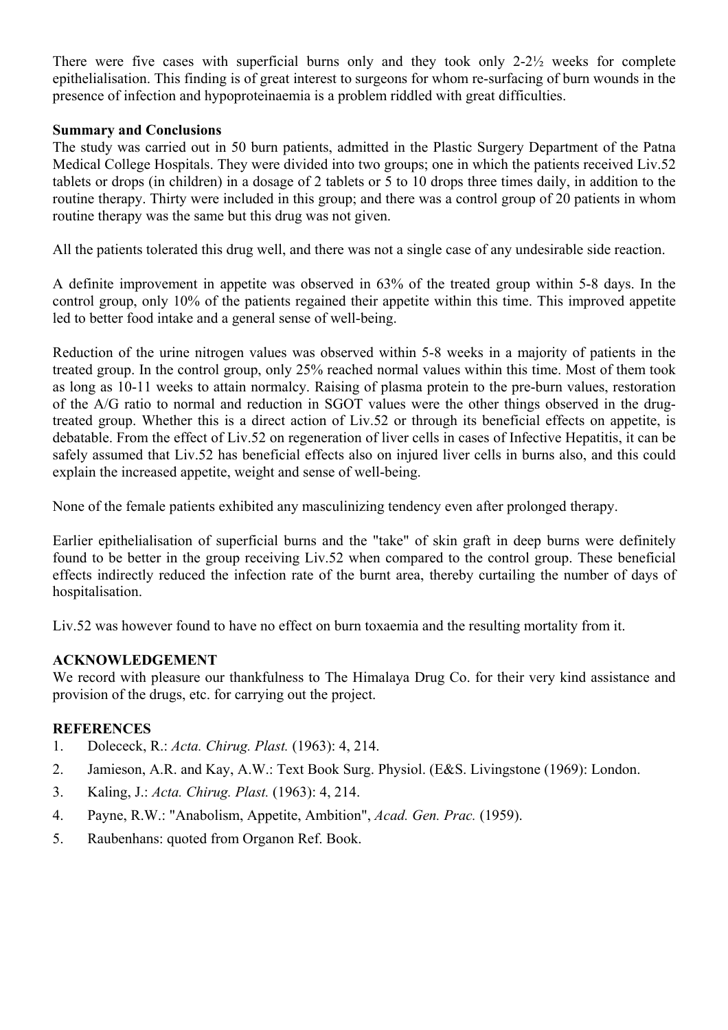There were five cases with superficial burns only and they took only 2-2½ weeks for complete epithelialisation. This finding is of great interest to surgeons for whom re-surfacing of burn wounds in the presence of infection and hypoproteinaemia is a problem riddled with great difficulties.

**Summary and Conclusions**

The study was carried out in 50 burn patients, admitted in the Plastic Surgery Department of the Patna Medical College Hospitals. They were divided into two groups; one in which the patients received Liv.52 tablets or drops (in children) in a dosage of 2 tablets or 5 to 10 drops three times daily, in addition to the routine therapy. Thirty were included in this group; and there was a control group of 20 patients in whom routine therapy was the same but this drug was not given.

All the patients tolerated this drug well, and there was not a single case of any undesirable side reaction.

A definite improvement in appetite was observed in 63% of the treated group within 5-8 days. In the control group, only 10% of the patients regained their appetite within this time. This improved appetite led to better food intake and a general sense of well-being.

Reduction of the urine nitrogen values was observed within 5-8 weeks in a majority of patients in the treated group. In the control group, only 25% reached normal values within this time. Most of them took as long as 10-11 weeks to attain normalcy. Raising of plasma protein to the pre-burn values, restoration of the A/G ratio to normal and reduction in SGOT values were the other things observed in the drug-treated group. Whether this is a direct action of Liv.52 or through its beneficial effects on appetite, is debatable. From the effect of Liv.52 on regeneration of liver cells in cases of Infective Hepatitis, it can be safely assumed that Liv.52 has beneficial effects also on injured liver cells in burns also, and this could explain the increased appetite, weight and sense of well-being.

None of the female patients exhibited any masculinizing tendency even after prolonged therapy.

Earlier epithelialisation of superficial burns and the "take" of skin graft in deep burns were definitely found to be better in the group receiving Liv.52 when compared to the control group. These beneficial effects indirectly reduced the infection rate of the burnt area, thereby curtailing the number of days of hospitalisation.

Liv.52 was however found to have no effect on burn toxaemia and the resulting mortality from it.

**ACKNOWLEDGEMENT**

We record with pleasure our thankfulness to The Himalaya Drug Co. for their very kind assistance and provision of the drugs, etc. for carrying out the project.

**REFERENCES**

1. Dolececk, R.: *Acta. Chirug. Plast.* (1963): 4, 214.
2. Jamieson, A.R. and Kay, A.W.: Text Book Surg. Physiol. (E&S. Livingstone (1969): London.
3. Kaling, J.: *Acta. Chirug. Plast.* (1963): 4, 214.
4. Payne, R.W.: "Anabolism, Appetite, Ambition", *Acad. Gen. Prac.* (1959).
5. Raubenhans: quoted from Organon Ref. Book.